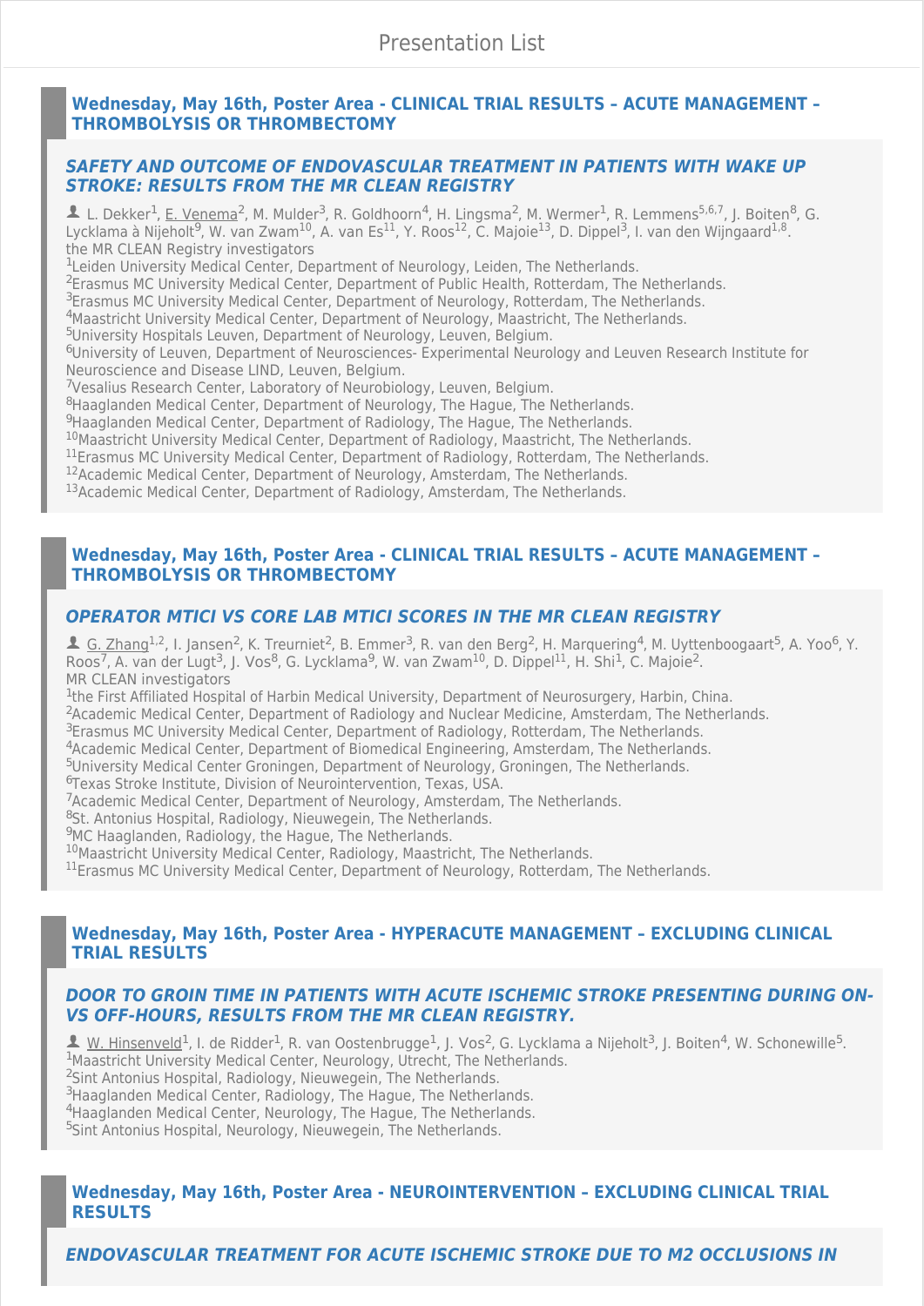# Presentation List

## Wednesday, May 16th, Poster Area - CLINICAL TRIAL RESULTS – ACUTE MANAGEMENT – THROMBOLYSIS OR THROMBECTOMY

### *SAFETY AND OUTCOME OF ENDOVASCULAR TREATMENT IN PATIENTS WITH WAKE UP STROKE: RESULTS FROM THE MR CLEAN REGISTRY*

L. Dekker[1], E. Venema[2], M. Mulder[3], R. Goldhoorn[4], H. Lingsma[2], M. Wermer[1], R. Lemmens[5,6,7], J. Boiten[8], G. Lycklama à Nijeholt[9], W. van Zwam[10], A. van Es[11], Y. Roos[12], C. Majoie[13], D. Dippel[3], I. van den Wijngaard[1,8].
the MR CLEAN Registry investigators

[1]Leiden University Medical Center, Department of Neurology, Leiden, The Netherlands.
[2]Erasmus MC University Medical Center, Department of Public Health, Rotterdam, The Netherlands.
[3]Erasmus MC University Medical Center, Department of Neurology, Rotterdam, The Netherlands.
[4]Maastricht University Medical Center, Department of Neurology, Maastricht, The Netherlands.
[5]University Hospitals Leuven, Department of Neurology, Leuven, Belgium.
[6]University of Leuven, Department of Neurosciences- Experimental Neurology and Leuven Research Institute for Neuroscience and Disease LIND, Leuven, Belgium.
[7]Vesalius Research Center, Laboratory of Neurobiology, Leuven, Belgium.
[8]Haaglanden Medical Center, Department of Neurology, The Hague, The Netherlands.
[9]Haaglanden Medical Center, Department of Radiology, The Hague, The Netherlands.
[10]Maastricht University Medical Center, Department of Radiology, Maastricht, The Netherlands.
[11]Erasmus MC University Medical Center, Department of Radiology, Rotterdam, The Netherlands.
[12]Academic Medical Center, Department of Neurology, Amsterdam, The Netherlands.
[13]Academic Medical Center, Department of Radiology, Amsterdam, The Netherlands.

## Wednesday, May 16th, Poster Area - CLINICAL TRIAL RESULTS – ACUTE MANAGEMENT – THROMBOLYSIS OR THROMBECTOMY

### *OPERATOR MTICI VS CORE LAB MTICI SCORES IN THE MR CLEAN REGISTRY*

G. Zhang[1,2], I. Jansen[2], K. Treurniet[2], B. Emmer[3], R. van den Berg[2], H. Marquering[4], M. Uyttenboogaart[5], A. Yoo[6], Y. Roos[7], A. van der Lugt[3], J. Vos[8], G. Lycklama[9], W. van Zwam[10], D. Dippel[11], H. Shi[1], C. Majoie[2].
MR CLEAN investigators

[1]the First Affiliated Hospital of Harbin Medical University, Department of Neurosurgery, Harbin, China.
[2]Academic Medical Center, Department of Radiology and Nuclear Medicine, Amsterdam, The Netherlands.
[3]Erasmus MC University Medical Center, Department of Radiology, Rotterdam, The Netherlands.
[4]Academic Medical Center, Department of Biomedical Engineering, Amsterdam, The Netherlands.
[5]University Medical Center Groningen, Department of Neurology, Groningen, The Netherlands.
[6]Texas Stroke Institute, Division of Neurointervention, Texas, USA.
[7]Academic Medical Center, Department of Neurology, Amsterdam, The Netherlands.
[8]St. Antonius Hospital, Radiology, Nieuwegein, The Netherlands.
[9]MC Haaglanden, Radiology, the Hague, The Netherlands.
[10]Maastricht University Medical Center, Radiology, Maastricht, The Netherlands.
[11]Erasmus MC University Medical Center, Department of Neurology, Rotterdam, The Netherlands.

## Wednesday, May 16th, Poster Area - HYPERACUTE MANAGEMENT – EXCLUDING CLINICAL TRIAL RESULTS

### *DOOR TO GROIN TIME IN PATIENTS WITH ACUTE ISCHEMIC STROKE PRESENTING DURING ON- VS OFF-HOURS, RESULTS FROM THE MR CLEAN REGISTRY.*

W. Hinsenveld[1], I. de Ridder[1], R. van Oostenbrugge[1], J. Vos[2], G. Lycklama a Nijeholt[3], J. Boiten[4], W. Schonewille[5].

[1]Maastricht University Medical Center, Neurology, Utrecht, The Netherlands.
[2]Sint Antonius Hospital, Radiology, Nieuwegein, The Netherlands.
[3]Haaglanden Medical Center, Radiology, The Hague, The Netherlands.
[4]Haaglanden Medical Center, Neurology, The Hague, The Netherlands.
[5]Sint Antonius Hospital, Neurology, Nieuwegein, The Netherlands.

## Wednesday, May 16th, Poster Area - NEUROINTERVENTION – EXCLUDING CLINICAL TRIAL RESULTS

### *ENDOVASCULAR TREATMENT FOR ACUTE ISCHEMIC STROKE DUE TO M2 OCCLUSIONS IN*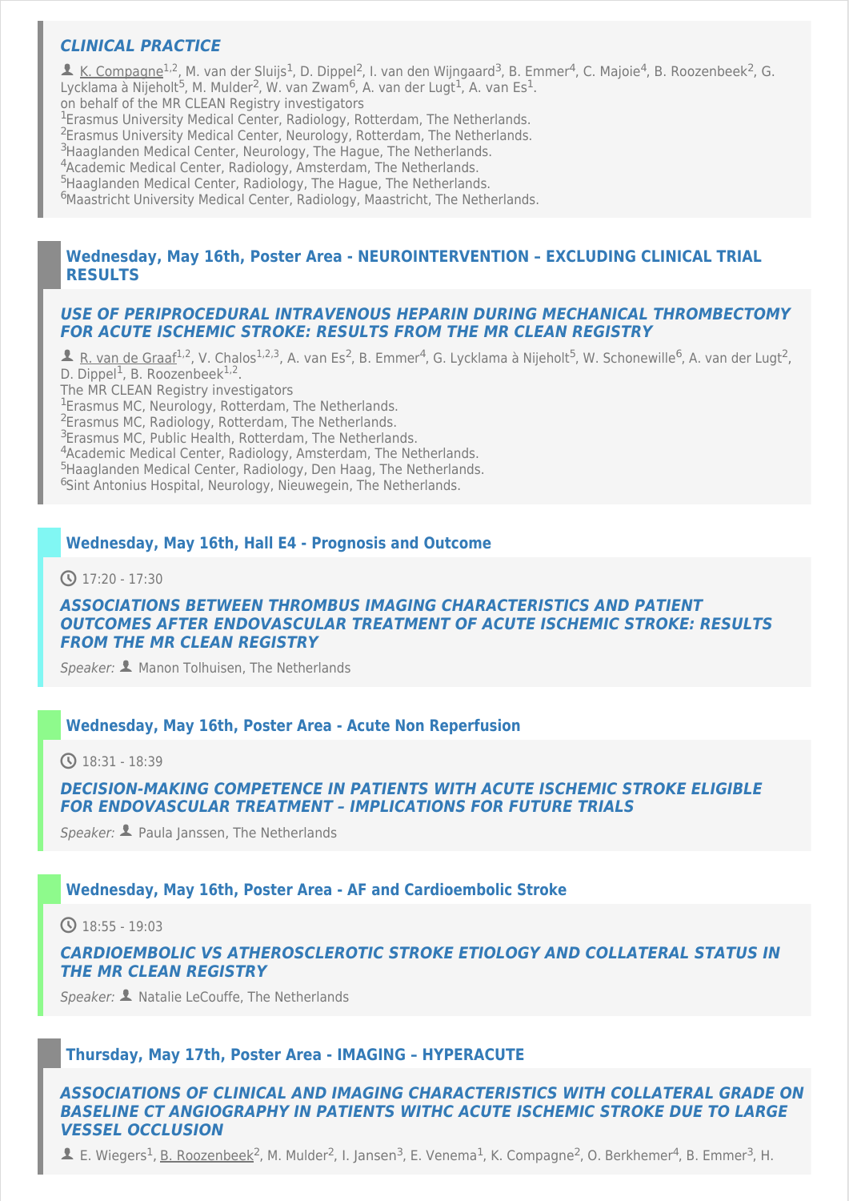### *CLINICAL PRACTICE*

K. Compagne[1,2], M. van der Sluijs[1], D. Dippel[2], I. van den Wijngaard[3], B. Emmer[4], C. Majoie[4], B. Roozenbeek[2], G. Lycklama à Nijeholt[5], M. Mulder[2], W. van Zwam[6], A. van der Lugt[1], A. van Es[1].
on behalf of the MR CLEAN Registry investigators
[1]Erasmus University Medical Center, Radiology, Rotterdam, The Netherlands.
[2]Erasmus University Medical Center, Neurology, Rotterdam, The Netherlands.
[3]Haaglanden Medical Center, Neurology, The Hague, The Netherlands.
[4]Academic Medical Center, Radiology, Amsterdam, The Netherlands.
[5]Haaglanden Medical Center, Radiology, The Hague, The Netherlands.
[6]Maastricht University Medical Center, Radiology, Maastricht, The Netherlands.

## Wednesday, May 16th, Poster Area - NEUROINTERVENTION – EXCLUDING CLINICAL TRIAL RESULTS

### *USE OF PERIPROCEDURAL INTRAVENOUS HEPARIN DURING MECHANICAL THROMBECTOMY FOR ACUTE ISCHEMIC STROKE: RESULTS FROM THE MR CLEAN REGISTRY*

R. van de Graaf[1,2], V. Chalos[1,2,3], A. van Es[2], B. Emmer[4], G. Lycklama à Nijeholt[5], W. Schonewille[6], A. van der Lugt[2], D. Dippel[1], B. Roozenbeek[1,2].
The MR CLEAN Registry investigators
[1]Erasmus MC, Neurology, Rotterdam, The Netherlands.
[2]Erasmus MC, Radiology, Rotterdam, The Netherlands.
[3]Erasmus MC, Public Health, Rotterdam, The Netherlands.
[4]Academic Medical Center, Radiology, Amsterdam, The Netherlands.
[5]Haaglanden Medical Center, Radiology, Den Haag, The Netherlands.
[6]Sint Antonius Hospital, Neurology, Nieuwegein, The Netherlands.

## Wednesday, May 16th, Hall E4 - Prognosis and Outcome

17:20 - 17:30

### *ASSOCIATIONS BETWEEN THROMBUS IMAGING CHARACTERISTICS AND PATIENT OUTCOMES AFTER ENDOVASCULAR TREATMENT OF ACUTE ISCHEMIC STROKE: RESULTS FROM THE MR CLEAN REGISTRY*

*Speaker:* Manon Tolhuisen, The Netherlands

## Wednesday, May 16th, Poster Area - Acute Non Reperfusion

18:31 - 18:39

### *DECISION-MAKING COMPETENCE IN PATIENTS WITH ACUTE ISCHEMIC STROKE ELIGIBLE FOR ENDOVASCULAR TREATMENT – IMPLICATIONS FOR FUTURE TRIALS*

*Speaker:* Paula Janssen, The Netherlands

## Wednesday, May 16th, Poster Area - AF and Cardioembolic Stroke

18:55 - 19:03

### *CARDIOEMBOLIC VS ATHEROSCLEROTIC STROKE ETIOLOGY AND COLLATERAL STATUS IN THE MR CLEAN REGISTRY*

*Speaker:* Natalie LeCouffe, The Netherlands

## Thursday, May 17th, Poster Area - IMAGING – HYPERACUTE

### *ASSOCIATIONS OF CLINICAL AND IMAGING CHARACTERISTICS WITH COLLATERAL GRADE ON BASELINE CT ANGIOGRAPHY IN PATIENTS WITHC ACUTE ISCHEMIC STROKE DUE TO LARGE VESSEL OCCLUSION*

E. Wiegers[1], B. Roozenbeek[2], M. Mulder[2], I. Jansen[3], E. Venema[1], K. Compagne[2], O. Berkhemer[4], B. Emmer[3], H.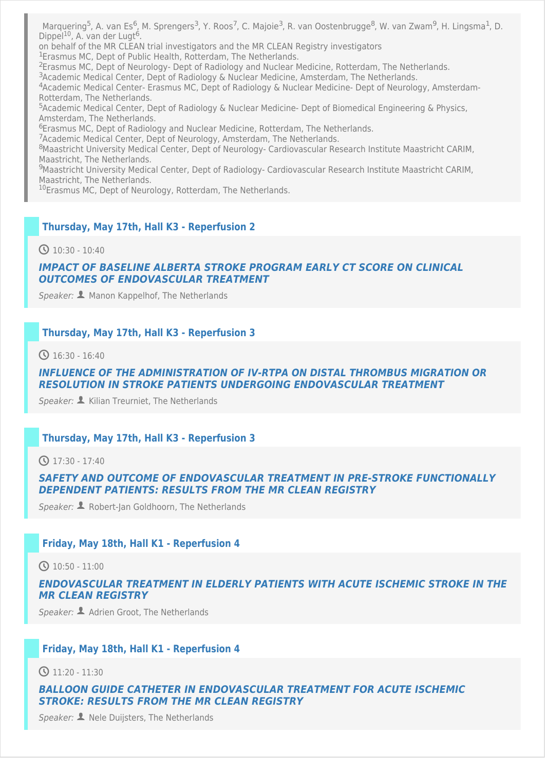Marquering[5], A. van Es[6], M. Sprengers[3], Y. Roos[7], C. Majoie[3], R. van Oostenbrugge[8], W. van Zwam[9], H. Lingsma[1], D. Dippel[10], A. van der Lugt[6].
on behalf of the MR CLEAN trial investigators and the MR CLEAN Registry investigators
[1]Erasmus MC, Dept of Public Health, Rotterdam, The Netherlands.
[2]Erasmus MC, Dept of Neurology- Dept of Radiology and Nuclear Medicine, Rotterdam, The Netherlands.
[3]Academic Medical Center, Dept of Radiology & Nuclear Medicine, Amsterdam, The Netherlands.
[4]Academic Medical Center- Erasmus MC, Dept of Radiology & Nuclear Medicine- Dept of Neurology, Amsterdam-Rotterdam, The Netherlands.
[5]Academic Medical Center, Dept of Radiology & Nuclear Medicine- Dept of Biomedical Engineering & Physics, Amsterdam, The Netherlands.
[6]Erasmus MC, Dept of Radiology and Nuclear Medicine, Rotterdam, The Netherlands.
[7]Academic Medical Center, Dept of Neurology, Amsterdam, The Netherlands.
[8]Maastricht University Medical Center, Dept of Neurology- Cardiovascular Research Institute Maastricht CARIM, Maastricht, The Netherlands.
[9]Maastricht University Medical Center, Dept of Radiology- Cardiovascular Research Institute Maastricht CARIM, Maastricht, The Netherlands.
[10]Erasmus MC, Dept of Neurology, Rotterdam, The Netherlands.

## Thursday, May 17th, Hall K3 - Reperfusion 2

10:30 - 10:40

### *IMPACT OF BASELINE ALBERTA STROKE PROGRAM EARLY CT SCORE ON CLINICAL OUTCOMES OF ENDOVASCULAR TREATMENT*

*Speaker:* Manon Kappelhof, The Netherlands

## Thursday, May 17th, Hall K3 - Reperfusion 3

16:30 - 16:40

### *INFLUENCE OF THE ADMINISTRATION OF IV-RTPA ON DISTAL THROMBUS MIGRATION OR RESOLUTION IN STROKE PATIENTS UNDERGOING ENDOVASCULAR TREATMENT*

*Speaker:* Kilian Treurniet, The Netherlands

## Thursday, May 17th, Hall K3 - Reperfusion 3

17:30 - 17:40

### *SAFETY AND OUTCOME OF ENDOVASCULAR TREATMENT IN PRE-STROKE FUNCTIONALLY DEPENDENT PATIENTS: RESULTS FROM THE MR CLEAN REGISTRY*

*Speaker:* Robert-Jan Goldhoorn, The Netherlands

## Friday, May 18th, Hall K1 - Reperfusion 4

10:50 - 11:00

### *ENDOVASCULAR TREATMENT IN ELDERLY PATIENTS WITH ACUTE ISCHEMIC STROKE IN THE MR CLEAN REGISTRY*

*Speaker:* Adrien Groot, The Netherlands

## Friday, May 18th, Hall K1 - Reperfusion 4

11:20 - 11:30

### *BALLOON GUIDE CATHETER IN ENDOVASCULAR TREATMENT FOR ACUTE ISCHEMIC STROKE: RESULTS FROM THE MR CLEAN REGISTRY*

*Speaker:* Nele Duijsters, The Netherlands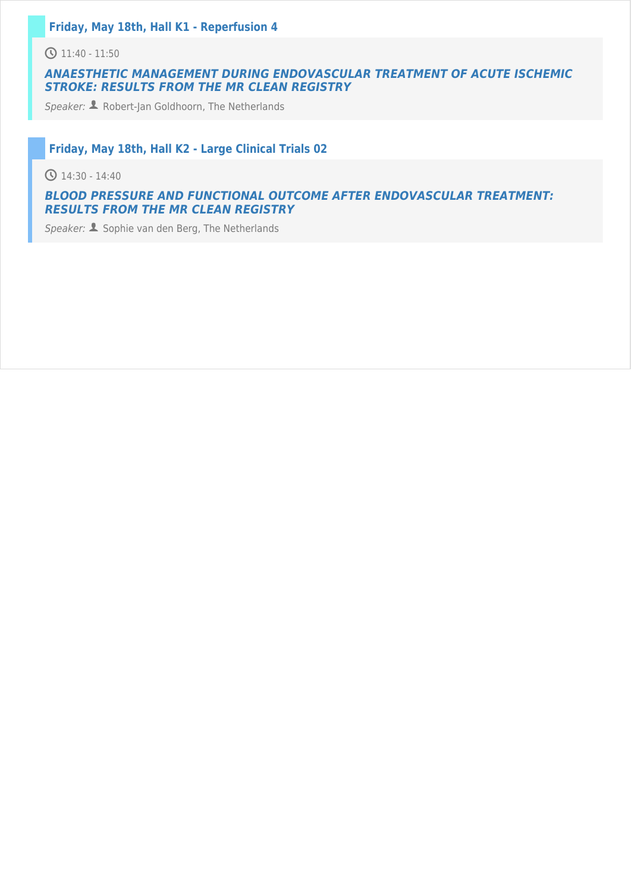**Friday, May 18th, Hall K1 - Reperfusion 4**

11:40 - 11:50

***ANAESTHETIC MANAGEMENT DURING ENDOVASCULAR TREATMENT OF ACUTE ISCHEMIC STROKE: RESULTS FROM THE MR CLEAN REGISTRY***

*Speaker:* Robert-Jan Goldhoorn, The Netherlands

**Friday, May 18th, Hall K2 - Large Clinical Trials 02**

14:30 - 14:40

***BLOOD PRESSURE AND FUNCTIONAL OUTCOME AFTER ENDOVASCULAR TREATMENT: RESULTS FROM THE MR CLEAN REGISTRY***

*Speaker:* Sophie van den Berg, The Netherlands